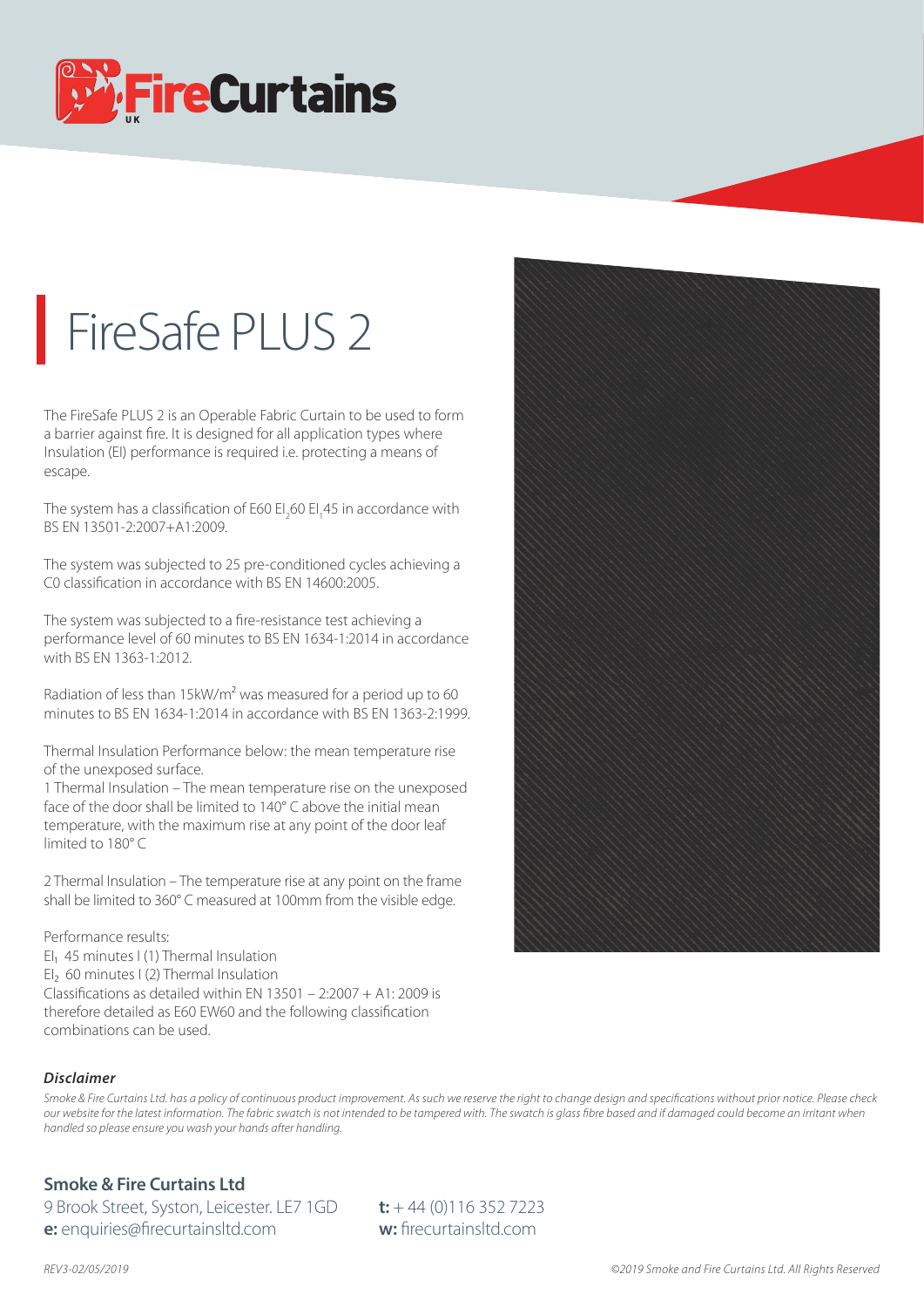# FireSafe PLUS 2

The FireSafe PLUS 2 is an Operable Fabric Curtain to be used to form a barrier against fire. It is designed for all application types where Insulation (EI) performance is required i.e. protecting a means of escape.

The system has a classification of E60 $EI_2$60 $EI_1$45 in accordance with BS EN 13501-2:2007+A1:2009.

The system was subjected to 25 pre-conditioned cycles achieving a C0 classification in accordance with BS EN 14600:2005.

The system was subjected to a fire-resistance test achieving a performance level of 60 minutes to BS EN 1634-1:2014 in accordance with BS EN 1363-1:2012.

Radiation of less than 15kW/m$^2$ was measured for a period up to 60 minutes to BS EN 1634-1:2014 in accordance with BS EN 1363-2:1999.

Thermal Insulation Performance below: the mean temperature rise of the unexposed surface.
1 Thermal Insulation – The mean temperature rise on the unexposed face of the door shall be limited to 140° C above the initial mean temperature, with the maximum rise at any point of the door leaf limited to 180° C

2 Thermal Insulation – The temperature rise at any point on the frame shall be limited to 360° C measured at 100mm from the visible edge.

Performance results:
$EI_1$ 45 minutes I (1) Thermal Insulation
$EI_2$ 60 minutes I (2) Thermal Insulation
Classifications as detailed within EN 13501 – 2:2007 + A1: 2009 is therefore detailed as E60 EW60 and the following classification combinations can be used.

***Disclaimer***

*Smoke & Fire Curtains Ltd. has a policy of continuous product improvement. As such we reserve the right to change design and specifications without prior notice. Please check our website for the latest information. The fabric swatch is not intended to be tampered with. The swatch is glass fibre based and if damaged could become an irritant when handled so please ensure you wash your hands after handling.*

**Smoke & Fire Curtains Ltd**

9 Brook Street, Syston, Leicester. LE7 1GD
**e:** enquiries@firecurtainsltd.com

**t:** + 44 (0)116 352 7223
**w:** firecurtainsltd.com

*REV3-02/05/2019*

*©2019 Smoke and Fire Curtains Ltd. All Rights Reserved*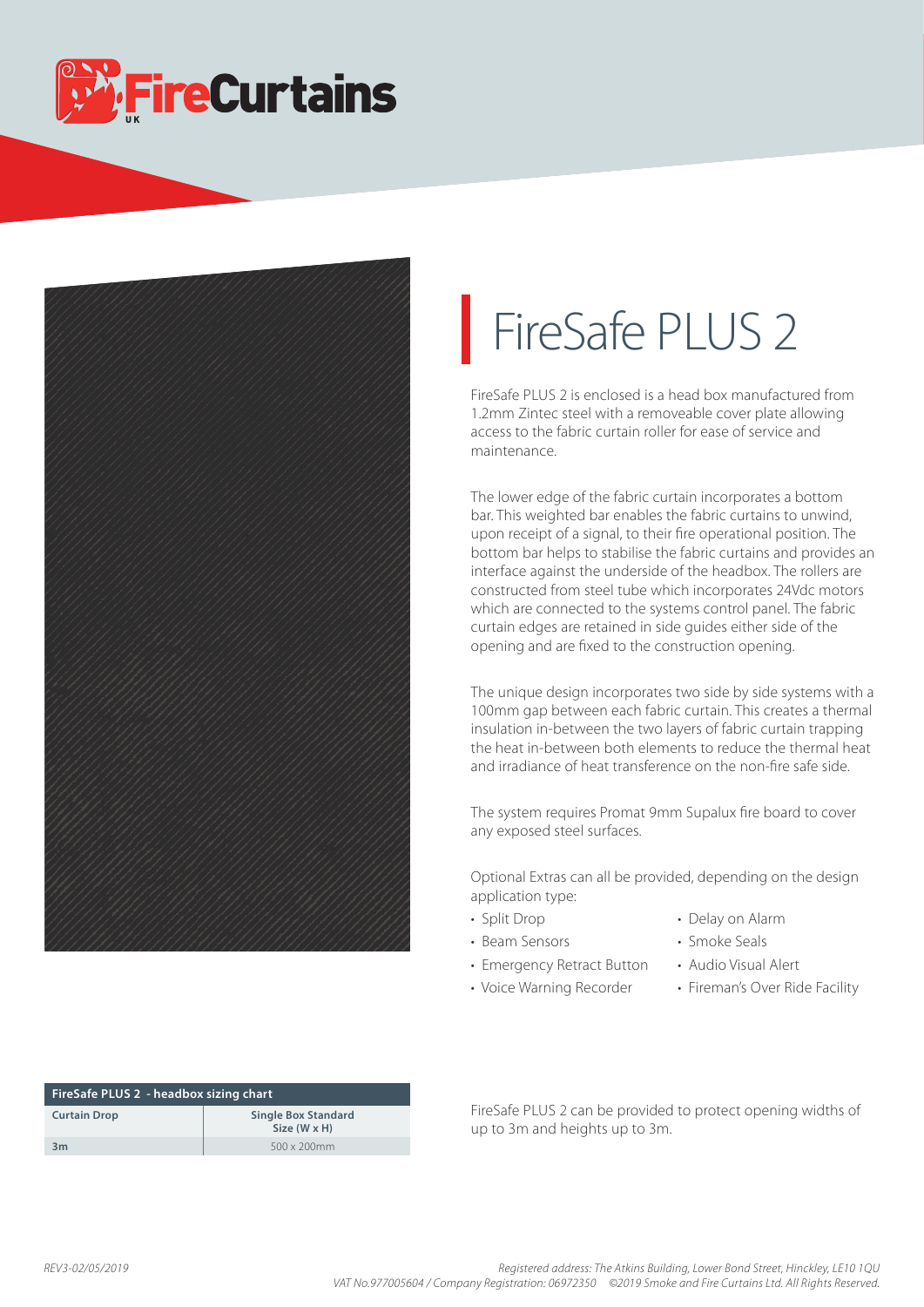# FireSafe PLUS 2

FireSafe PLUS 2 is enclosed is a head box manufactured from 1.2mm Zintec steel with a removeable cover plate allowing access to the fabric curtain roller for ease of service and maintenance.

The lower edge of the fabric curtain incorporates a bottom bar. This weighted bar enables the fabric curtains to unwind, upon receipt of a signal, to their fire operational position. The bottom bar helps to stabilise the fabric curtains and provides an interface against the underside of the headbox. The rollers are constructed from steel tube which incorporates 24Vdc motors which are connected to the systems control panel. The fabric curtain edges are retained in side guides either side of the opening and are fixed to the construction opening.

The unique design incorporates two side by side systems with a 100mm gap between each fabric curtain. This creates a thermal insulation in-between the two layers of fabric curtain trapping the heat in-between both elements to reduce the thermal heat and irradiance of heat transference on the non-fire safe side.

The system requires Promat 9mm Supalux fire board to cover any exposed steel surfaces.

Optional Extras can all be provided, depending on the design application type:

- Split Drop
- Beam Sensors
- Emergency Retract Button
- Voice Warning Recorder
- Delay on Alarm
- Smoke Seals
- Audio Visual Alert
- Fireman's Over Ride Facility

**FireSafe PLUS 2 - headbox sizing chart**

| Curtain Drop | Single Box Standard Size (W x H) |
|---|---|
| 3m | 500 x 200mm |

FireSafe PLUS 2 can be provided to protect opening widths of up to 3m and heights up to 3m.

*REV3-02/05/2019*

*Registered address: The Atkins Building, Lower Bond Street, Hinckley, LE10 1QU*
*VAT No.977005604 / Company Registration: 06972350 ©2019 Smoke and Fire Curtains Ltd. All Rights Reserved.*